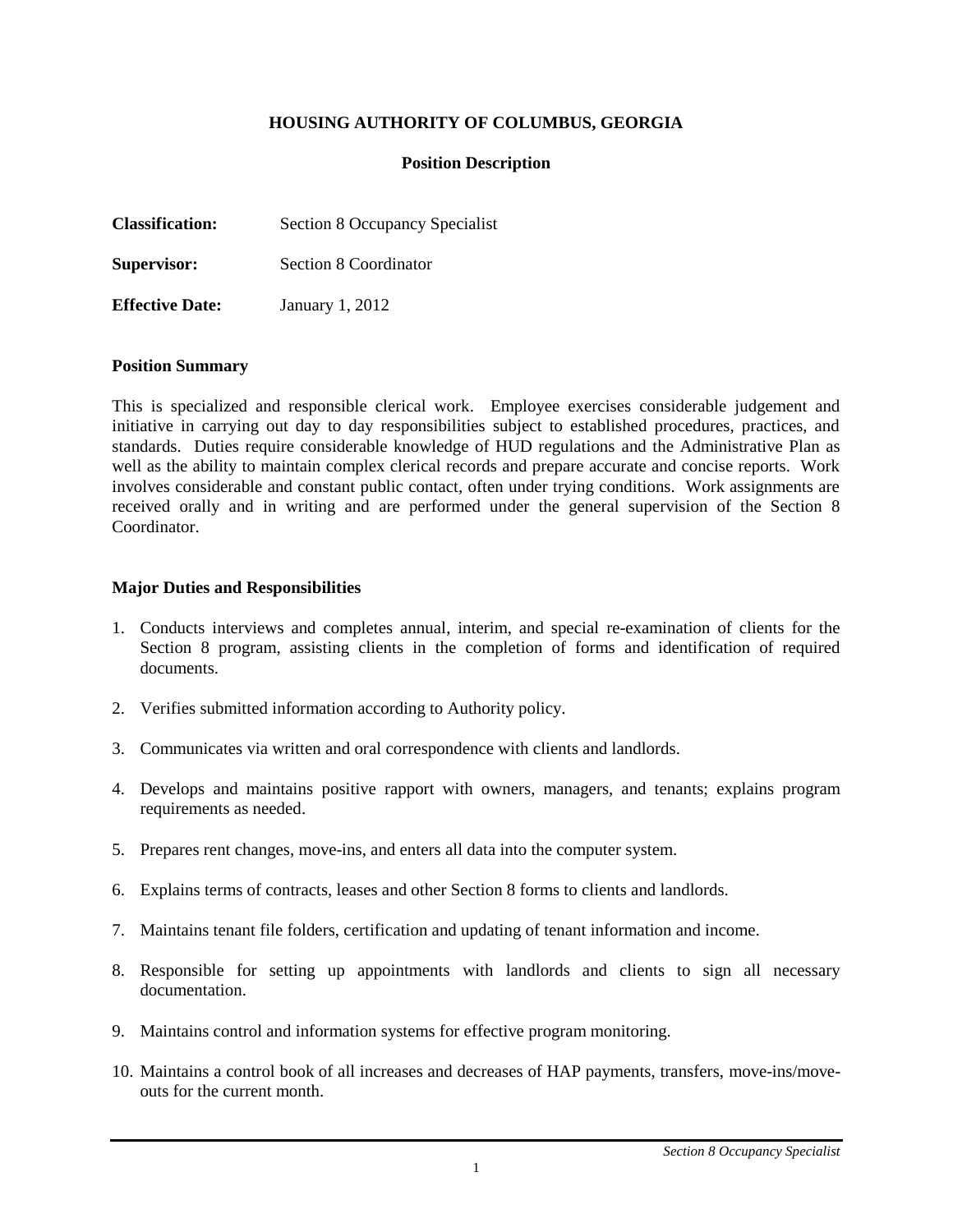**HOUSING AUTHORITY OF COLUMBUS, GEORGIA**

**Position Description**

**Classification:** Section 8 Occupancy Specialist

**Supervisor:** Section 8 Coordinator

**Effective Date:** January 1, 2012

**Position Summary**

This is specialized and responsible clerical work. Employee exercises considerable judgement and initiative in carrying out day to day responsibilities subject to established procedures, practices, and standards. Duties require considerable knowledge of HUD regulations and the Administrative Plan as well as the ability to maintain complex clerical records and prepare accurate and concise reports. Work involves considerable and constant public contact, often under trying conditions. Work assignments are received orally and in writing and are performed under the general supervision of the Section 8 Coordinator.

**Major Duties and Responsibilities**

1. Conducts interviews and completes annual, interim, and special re-examination of clients for the Section 8 program, assisting clients in the completion of forms and identification of required documents.
2. Verifies submitted information according to Authority policy.
3. Communicates via written and oral correspondence with clients and landlords.
4. Develops and maintains positive rapport with owners, managers, and tenants; explains program requirements as needed.
5. Prepares rent changes, move-ins, and enters all data into the computer system.
6. Explains terms of contracts, leases and other Section 8 forms to clients and landlords.
7. Maintains tenant file folders, certification and updating of tenant information and income.
8. Responsible for setting up appointments with landlords and clients to sign all necessary documentation.
9. Maintains control and information systems for effective program monitoring.
10. Maintains a control book of all increases and decreases of HAP payments, transfers, move-ins/move-outs for the current month.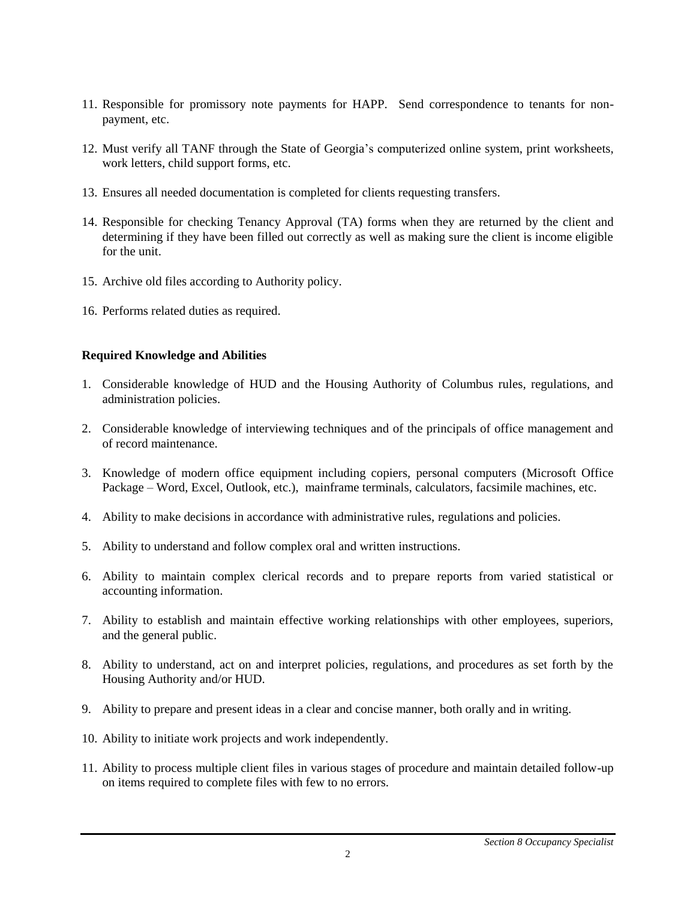11. Responsible for promissory note payments for HAPP. Send correspondence to tenants for non-payment, etc.

12. Must verify all TANF through the State of Georgia's computerized online system, print worksheets, work letters, child support forms, etc.

13. Ensures all needed documentation is completed for clients requesting transfers.

14. Responsible for checking Tenancy Approval (TA) forms when they are returned by the client and determining if they have been filled out correctly as well as making sure the client is income eligible for the unit.

15. Archive old files according to Authority policy.

16. Performs related duties as required.

**Required Knowledge and Abilities**

1. Considerable knowledge of HUD and the Housing Authority of Columbus rules, regulations, and administration policies.

2. Considerable knowledge of interviewing techniques and of the principals of office management and of record maintenance.

3. Knowledge of modern office equipment including copiers, personal computers (Microsoft Office Package – Word, Excel, Outlook, etc.), mainframe terminals, calculators, facsimile machines, etc.

4. Ability to make decisions in accordance with administrative rules, regulations and policies.

5. Ability to understand and follow complex oral and written instructions.

6. Ability to maintain complex clerical records and to prepare reports from varied statistical or accounting information.

7. Ability to establish and maintain effective working relationships with other employees, superiors, and the general public.

8. Ability to understand, act on and interpret policies, regulations, and procedures as set forth by the Housing Authority and/or HUD.

9. Ability to prepare and present ideas in a clear and concise manner, both orally and in writing.

10. Ability to initiate work projects and work independently.

11. Ability to process multiple client files in various stages of procedure and maintain detailed follow-up on items required to complete files with few to no errors.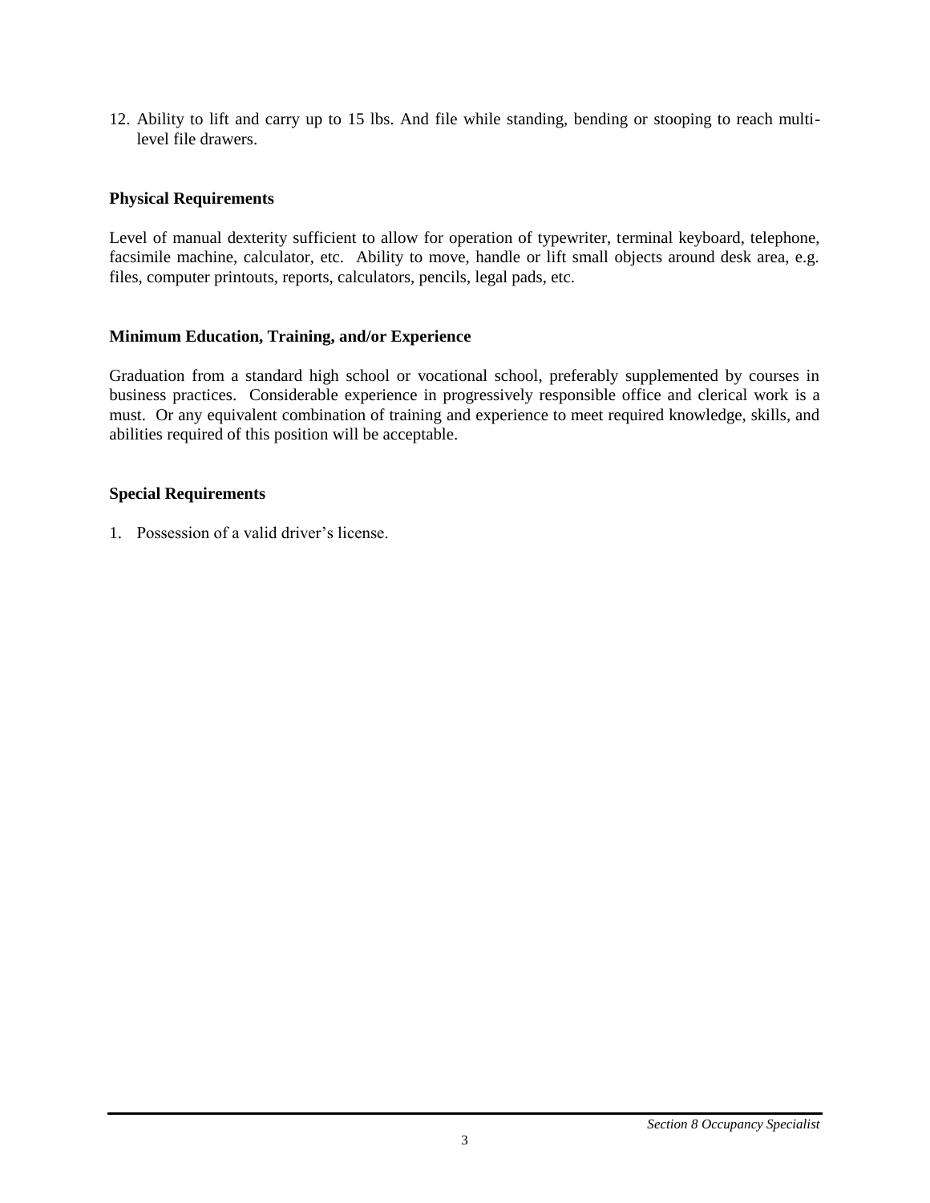12. Ability to lift and carry up to 15 lbs. And file while standing, bending or stooping to reach multi-level file drawers.

**Physical Requirements**

Level of manual dexterity sufficient to allow for operation of typewriter, terminal keyboard, telephone, facsimile machine, calculator, etc. Ability to move, handle or lift small objects around desk area, e.g. files, computer printouts, reports, calculators, pencils, legal pads, etc.

**Minimum Education, Training, and/or Experience**

Graduation from a standard high school or vocational school, preferably supplemented by courses in business practices. Considerable experience in progressively responsible office and clerical work is a must. Or any equivalent combination of training and experience to meet required knowledge, skills, and abilities required of this position will be acceptable.

**Special Requirements**

1. Possession of a valid driver's license.